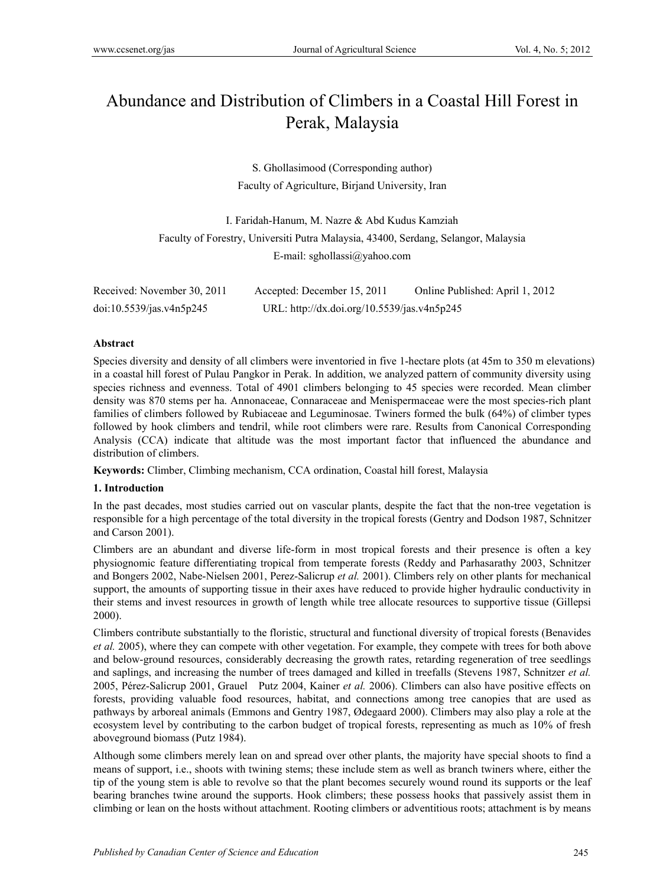# Abundance and Distribution of Climbers in a Coastal Hill Forest in Perak, Malaysia

S. Ghollasimood (Corresponding author)

Faculty of Agriculture, Birjand University, Iran

I. Faridah-Hanum, M. Nazre & Abd Kudus Kamziah

Faculty of Forestry, Universiti Putra Malaysia, 43400, Serdang, Selangor, Malaysia

E-mail: sghollassi@yahoo.com

Received: November 30, 2011 Accepted: December 15, 2011 Online Published: April 1, 2012

doi:10.5539/jas.v4n5p245 URL: http://dx.doi.org/10.5539/jas.v4n5p245

## Abstract

Species diversity and density of all climbers were inventoried in five 1-hectare plots (at 45m to 350 m elevations) in a coastal hill forest of Pulau Pangkor in Perak. In addition, we analyzed pattern of community diversity using species richness and evenness. Total of 4901 climbers belonging to 45 species were recorded. Mean climber density was 870 stems per ha. Annonaceae, Connaraceae and Menispermaceae were the most species-rich plant families of climbers followed by Rubiaceae and Leguminosae. Twiners formed the bulk (64%) of climber types followed by hook climbers and tendril, while root climbers were rare. Results from Canonical Corresponding Analysis (CCA) indicate that altitude was the most important factor that influenced the abundance and distribution of climbers.

**Keywords:** Climber, Climbing mechanism, CCA ordination, Coastal hill forest, Malaysia

## 1. Introduction

In the past decades, most studies carried out on vascular plants, despite the fact that the non-tree vegetation is responsible for a high percentage of the total diversity in the tropical forests (Gentry and Dodson 1987, Schnitzer and Carson 2001).

Climbers are an abundant and diverse life-form in most tropical forests and their presence is often a key physiognomic feature differentiating tropical from temperate forests (Reddy and Parhasarathy 2003, Schnitzer and Bongers 2002, Nabe-Nielsen 2001, Perez-Salicrup *et al.* 2001). Climbers rely on other plants for mechanical support, the amounts of supporting tissue in their axes have reduced to provide higher hydraulic conductivity in their stems and invest resources in growth of length while tree allocate resources to supportive tissue (Gillepsi 2000).

Climbers contribute substantially to the floristic, structural and functional diversity of tropical forests (Benavides *et al.* 2005), where they can compete with other vegetation. For example, they compete with trees for both above and below-ground resources, considerably decreasing the growth rates, retarding regeneration of tree seedlings and saplings, and increasing the number of trees damaged and killed in treefalls (Stevens 1987, Schnitzer *et al.* 2005, Pérez-Salicrup 2001, Grauel Putz 2004, Kainer *et al.* 2006). Climbers can also have positive effects on forests, providing valuable food resources, habitat, and connections among tree canopies that are used as pathways by arboreal animals (Emmons and Gentry 1987, Ødegaard 2000). Climbers may also play a role at the ecosystem level by contributing to the carbon budget of tropical forests, representing as much as 10% of fresh aboveground biomass (Putz 1984).

Although some climbers merely lean on and spread over other plants, the majority have special shoots to find a means of support, i.e., shoots with twining stems; these include stem as well as branch twiners where, either the tip of the young stem is able to revolve so that the plant becomes securely wound round its supports or the leaf bearing branches twine around the supports. Hook climbers; these possess hooks that passively assist them in climbing or lean on the hosts without attachment. Rooting climbers or adventitious roots; attachment is by means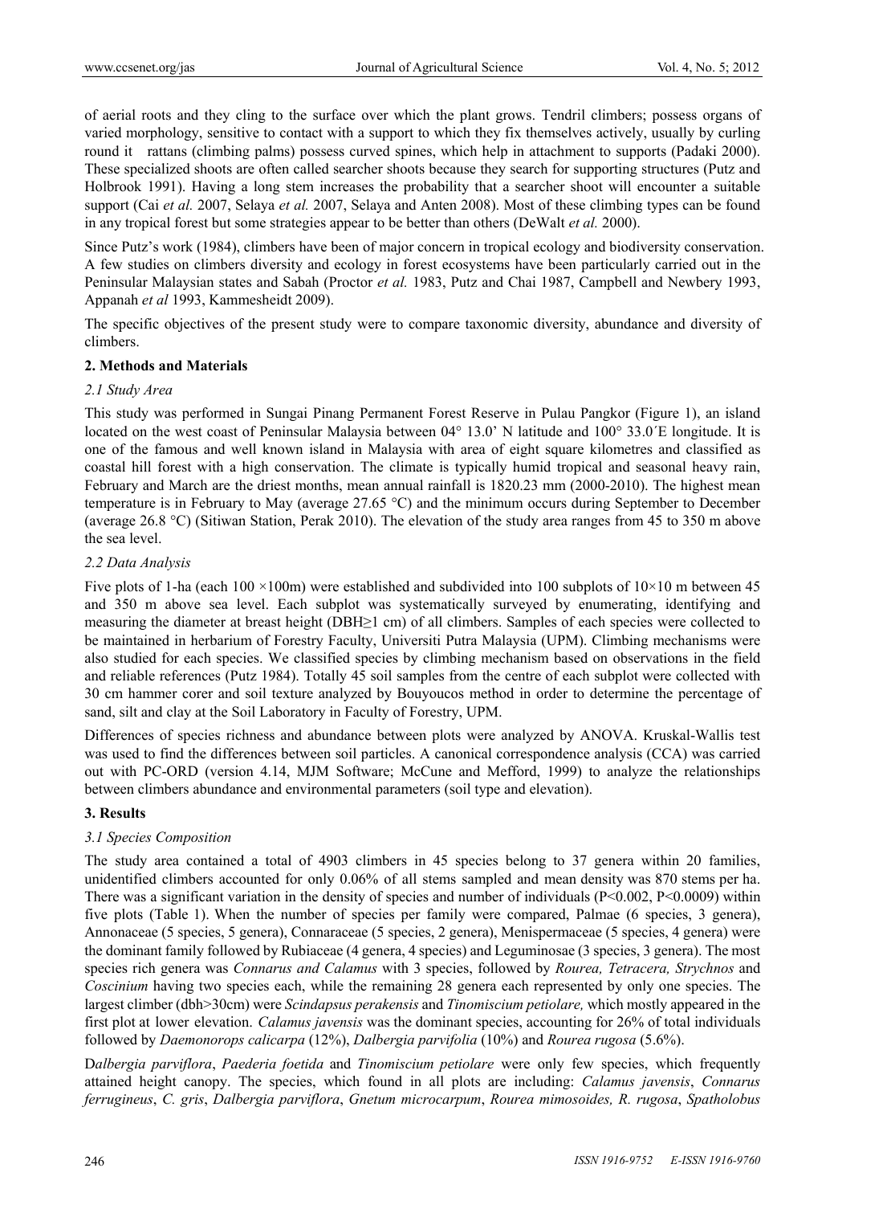of aerial roots and they cling to the surface over which the plant grows. Tendril climbers; possess organs of varied morphology, sensitive to contact with a support to which they fix themselves actively, usually by curling round it rattans (climbing palms) possess curved spines, which help in attachment to supports (Padaki 2000). These specialized shoots are often called searcher shoots because they search for supporting structures (Putz and Holbrook 1991). Having a long stem increases the probability that a searcher shoot will encounter a suitable support (Cai *et al.* 2007, Selaya *et al.* 2007, Selaya and Anten 2008). Most of these climbing types can be found in any tropical forest but some strategies appear to be better than others (DeWalt *et al.* 2000).

Since Putz's work (1984), climbers have been of major concern in tropical ecology and biodiversity conservation. A few studies on climbers diversity and ecology in forest ecosystems have been particularly carried out in the Peninsular Malaysian states and Sabah (Proctor *et al.* 1983, Putz and Chai 1987, Campbell and Newbery 1993, Appanah *et al* 1993, Kammesheidt 2009).

The specific objectives of the present study were to compare taxonomic diversity, abundance and diversity of climbers.

## 2. Methods and Materials

### *2.1 Study Area*

This study was performed in Sungai Pinang Permanent Forest Reserve in Pulau Pangkor (Figure 1), an island located on the west coast of Peninsular Malaysia between 04° 13.0' N latitude and 100° 33.0´E longitude. It is one of the famous and well known island in Malaysia with area of eight square kilometres and classified as coastal hill forest with a high conservation. The climate is typically humid tropical and seasonal heavy rain, February and March are the driest months, mean annual rainfall is 1820.23 mm (2000-2010). The highest mean temperature is in February to May (average 27.65 °C) and the minimum occurs during September to December (average 26.8 °C) (Sitiwan Station, Perak 2010). The elevation of the study area ranges from 45 to 350 m above the sea level.

### *2.2 Data Analysis*

Five plots of 1-ha (each 100 ×100m) were established and subdivided into 100 subplots of 10×10 m between 45 and 350 m above sea level. Each subplot was systematically surveyed by enumerating, identifying and measuring the diameter at breast height (DBH≥1 cm) of all climbers. Samples of each species were collected to be maintained in herbarium of Forestry Faculty, Universiti Putra Malaysia (UPM). Climbing mechanisms were also studied for each species. We classified species by climbing mechanism based on observations in the field and reliable references (Putz 1984). Totally 45 soil samples from the centre of each subplot were collected with 30 cm hammer corer and soil texture analyzed by Bouyoucos method in order to determine the percentage of sand, silt and clay at the Soil Laboratory in Faculty of Forestry, UPM.

Differences of species richness and abundance between plots were analyzed by ANOVA. Kruskal-Wallis test was used to find the differences between soil particles. A canonical correspondence analysis (CCA) was carried out with PC-ORD (version 4.14, MJM Software; McCune and Mefford, 1999) to analyze the relationships between climbers abundance and environmental parameters (soil type and elevation).

## 3. Results

### *3.1 Species Composition*

The study area contained a total of 4903 climbers in 45 species belong to 37 genera within 20 families, unidentified climbers accounted for only 0.06% of all stems sampled and mean density was 870 stems per ha. There was a significant variation in the density of species and number of individuals ($P<0.002$, $P<0.0009$) within five plots (Table 1). When the number of species per family were compared, Palmae (6 species, 3 genera), Annonaceae (5 species, 5 genera), Connaraceae (5 species, 2 genera), Menispermaceae (5 species, 4 genera) were the dominant family followed by Rubiaceae (4 genera, 4 species) and Leguminosae (3 species, 3 genera). The most species rich genera was *Connarus and Calamus* with 3 species, followed by *Rourea, Tetracera, Strychnos* and *Coscinium* having two species each, while the remaining 28 genera each represented by only one species. The largest climber (dbh>30cm) were *Scindapsus perakensis* and *Tinomiscium petiolare,* which mostly appeared in the first plot at lower elevation. *Calamus javensis* was the dominant species, accounting for 26% of total individuals followed by *Daemonorops calicarpa* (12%), *Dalbergia parvifolia* (10%) and *Rourea rugosa* (5.6%).

D*albergia parviflora*, *Paederia foetida* and *Tinomiscium petiolare* were only few species, which frequently attained height canopy. The species, which found in all plots are including: *Calamus javensis*, *Connarus ferrugineus*, *C. gris*, *Dalbergia parviflora*, *Gnetum microcarpum*, *Rourea mimosoides, R. rugosa*, *Spatholobus*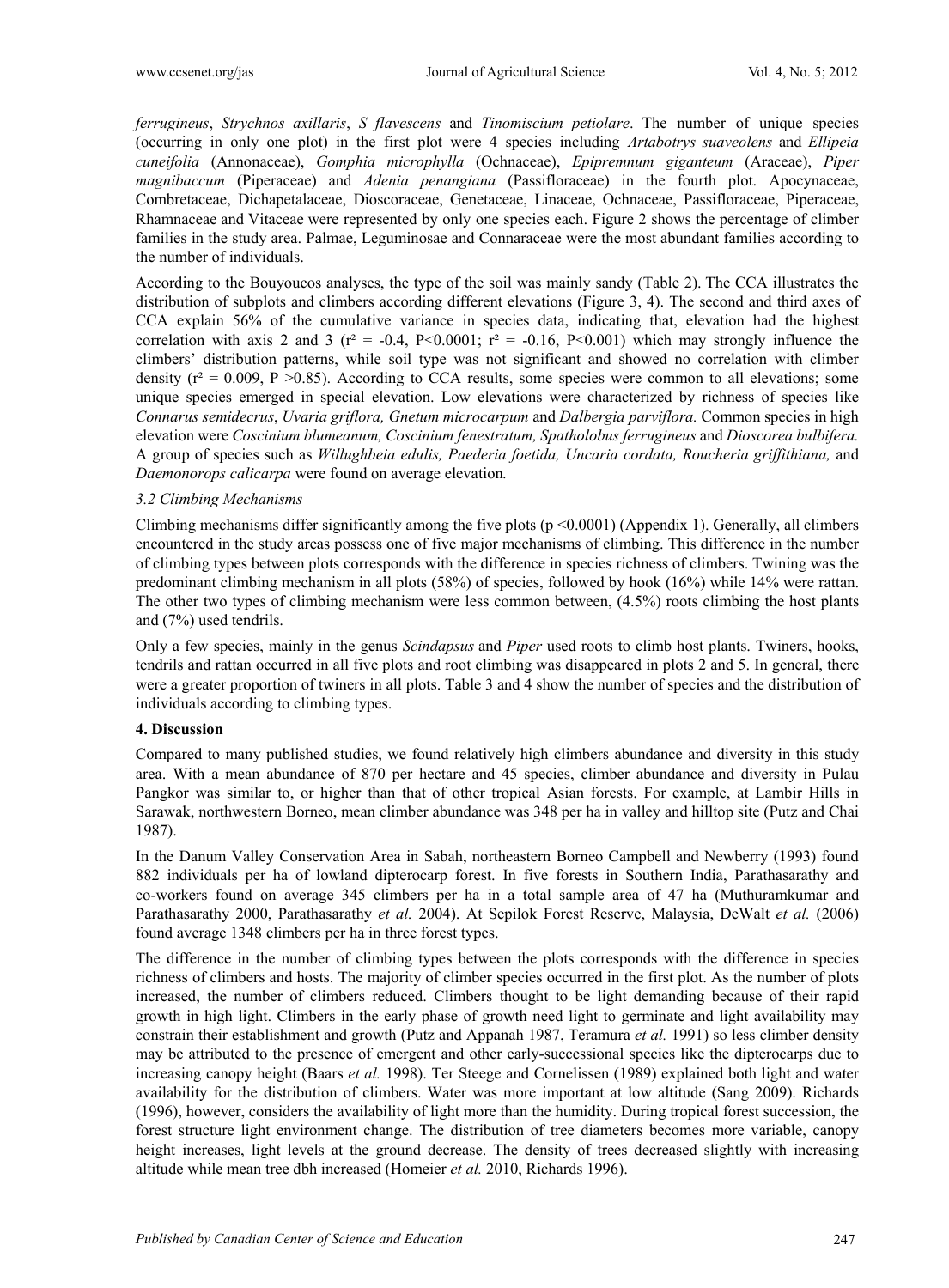*ferrugineus*, *Strychnos axillaris*, *S flavescens* and *Tinomiscium petiolare*. The number of unique species (occurring in only one plot) in the first plot were 4 species including *Artabotrys suaveolens* and *Ellipeia cuneifolia* (Annonaceae), *Gomphia microphylla* (Ochnaceae), *Epipremnum giganteum* (Araceae), *Piper magnibaccum* (Piperaceae) and *Adenia penangiana* (Passifloraceae) in the fourth plot. Apocynaceae, Combretaceae, Dichapetalaceae, Dioscoraceae, Genetaceae, Linaceae, Ochnaceae, Passifloraceae, Piperaceae, Rhamnaceae and Vitaceae were represented by only one species each. Figure 2 shows the percentage of climber families in the study area. Palmae, Leguminosae and Connaraceae were the most abundant families according to the number of individuals.

According to the Bouyoucos analyses, the type of the soil was mainly sandy (Table 2). The CCA illustrates the distribution of subplots and climbers according different elevations (Figure 3, 4). The second and third axes of CCA explain 56% of the cumulative variance in species data, indicating that, elevation had the highest correlation with axis 2 and 3 ($r^2$ = -0.4, P<0.0001; $r^2$ = -0.16, P<0.001) which may strongly influence the climbers' distribution patterns, while soil type was not significant and showed no correlation with climber density ($r^2$ = 0.009, P >0.85). According to CCA results, some species were common to all elevations; some unique species emerged in special elevation. Low elevations were characterized by richness of species like *Connarus semidecrus*, *Uvaria griflora, Gnetum microcarpum* and *Dalbergia parviflora.* Common species in high elevation were *Coscinium blumeanum, Coscinium fenestratum, Spatholobus ferrugineus* and *Dioscorea bulbifera.* A group of species such as *Willughbeia edulis, Paederia foetida, Uncaria cordata, Roucheria griffithiana,* and *Daemonorops calicarpa* were found on average elevation*.*

### *3.2 Climbing Mechanisms*

Climbing mechanisms differ significantly among the five plots (p <0.0001) (Appendix 1). Generally, all climbers encountered in the study areas possess one of five major mechanisms of climbing. This difference in the number of climbing types between plots corresponds with the difference in species richness of climbers. Twining was the predominant climbing mechanism in all plots (58%) of species, followed by hook (16%) while 14% were rattan. The other two types of climbing mechanism were less common between, (4.5%) roots climbing the host plants and (7%) used tendrils.

Only a few species, mainly in the genus *Scindapsus* and *Piper* used roots to climb host plants. Twiners, hooks, tendrils and rattan occurred in all five plots and root climbing was disappeared in plots 2 and 5. In general, there were a greater proportion of twiners in all plots. Table 3 and 4 show the number of species and the distribution of individuals according to climbing types.

## **4. Discussion**

Compared to many published studies, we found relatively high climbers abundance and diversity in this study area. With a mean abundance of 870 per hectare and 45 species, climber abundance and diversity in Pulau Pangkor was similar to, or higher than that of other tropical Asian forests. For example, at Lambir Hills in Sarawak, northwestern Borneo, mean climber abundance was 348 per ha in valley and hilltop site (Putz and Chai 1987).

In the Danum Valley Conservation Area in Sabah, northeastern Borneo Campbell and Newberry (1993) found 882 individuals per ha of lowland dipterocarp forest. In five forests in Southern India, Parathasarathy and co-workers found on average 345 climbers per ha in a total sample area of 47 ha (Muthuramkumar and Parathasarathy 2000, Parathasarathy *et al.* 2004). At Sepilok Forest Reserve, Malaysia, DeWalt *et al.* (2006) found average 1348 climbers per ha in three forest types.

The difference in the number of climbing types between the plots corresponds with the difference in species richness of climbers and hosts. The majority of climber species occurred in the first plot. As the number of plots increased, the number of climbers reduced. Climbers thought to be light demanding because of their rapid growth in high light. Climbers in the early phase of growth need light to germinate and light availability may constrain their establishment and growth (Putz and Appanah 1987, Teramura *et al.* 1991) so less climber density may be attributed to the presence of emergent and other early-successional species like the dipterocarps due to increasing canopy height (Baars *et al.* 1998). Ter Steege and Cornelissen (1989) explained both light and water availability for the distribution of climbers. Water was more important at low altitude (Sang 2009). Richards (1996), however, considers the availability of light more than the humidity. During tropical forest succession, the forest structure light environment change. The distribution of tree diameters becomes more variable, canopy height increases, light levels at the ground decrease. The density of trees decreased slightly with increasing altitude while mean tree dbh increased (Homeier *et al.* 2010, Richards 1996).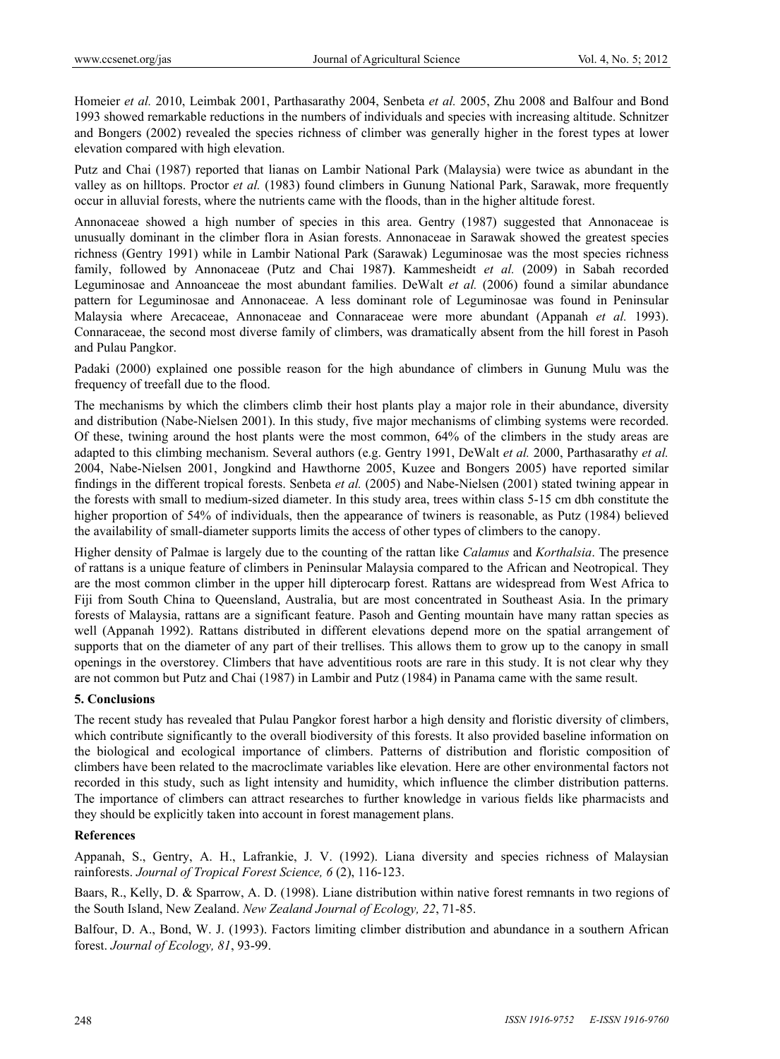Homeier *et al.* 2010, Leimbak 2001, Parthasarathy 2004, Senbeta *et al.* 2005, Zhu 2008 and Balfour and Bond 1993 showed remarkable reductions in the numbers of individuals and species with increasing altitude. Schnitzer and Bongers (2002) revealed the species richness of climber was generally higher in the forest types at lower elevation compared with high elevation.

Putz and Chai (1987) reported that lianas on Lambir National Park (Malaysia) were twice as abundant in the valley as on hilltops. Proctor *et al.* (1983) found climbers in Gunung National Park, Sarawak, more frequently occur in alluvial forests, where the nutrients came with the floods, than in the higher altitude forest.

Annonaceae showed a high number of species in this area. Gentry (1987) suggested that Annonaceae is unusually dominant in the climber flora in Asian forests. Annonaceae in Sarawak showed the greatest species richness (Gentry 1991) while in Lambir National Park (Sarawak) Leguminosae was the most species richness family, followed by Annonaceae (Putz and Chai 1987**)**. Kammesheidt *et al.* (2009) in Sabah recorded Leguminosae and Annoanceae the most abundant families. DeWalt *et al.* (2006) found a similar abundance pattern for Leguminosae and Annonaceae. A less dominant role of Leguminosae was found in Peninsular Malaysia where Arecaceae, Annonaceae and Connaraceae were more abundant (Appanah *et al.* 1993). Connaraceae, the second most diverse family of climbers, was dramatically absent from the hill forest in Pasoh and Pulau Pangkor.

Padaki (2000) explained one possible reason for the high abundance of climbers in Gunung Mulu was the frequency of treefall due to the flood.

The mechanisms by which the climbers climb their host plants play a major role in their abundance, diversity and distribution (Nabe-Nielsen 2001). In this study, five major mechanisms of climbing systems were recorded. Of these, twining around the host plants were the most common, 64% of the climbers in the study areas are adapted to this climbing mechanism. Several authors (e.g. Gentry 1991, DeWalt *et al.* 2000, Parthasarathy *et al.* 2004, Nabe-Nielsen 2001, Jongkind and Hawthorne 2005, Kuzee and Bongers 2005) have reported similar findings in the different tropical forests. Senbeta *et al.* (2005) and Nabe-Nielsen (2001) stated twining appear in the forests with small to medium-sized diameter. In this study area, trees within class 5-15 cm dbh constitute the higher proportion of 54% of individuals, then the appearance of twiners is reasonable, as Putz (1984) believed the availability of small-diameter supports limits the access of other types of climbers to the canopy.

Higher density of Palmae is largely due to the counting of the rattan like *Calamus* and *Korthalsia*. The presence of rattans is a unique feature of climbers in Peninsular Malaysia compared to the African and Neotropical. They are the most common climber in the upper hill dipterocarp forest. Rattans are widespread from West Africa to Fiji from South China to Queensland, Australia, but are most concentrated in Southeast Asia. In the primary forests of Malaysia, rattans are a significant feature. Pasoh and Genting mountain have many rattan species as well (Appanah 1992). Rattans distributed in different elevations depend more on the spatial arrangement of supports that on the diameter of any part of their trellises. This allows them to grow up to the canopy in small openings in the overstorey. Climbers that have adventitious roots are rare in this study. It is not clear why they are not common but Putz and Chai (1987) in Lambir and Putz (1984) in Panama came with the same result.

## 5. Conclusions

The recent study has revealed that Pulau Pangkor forest harbor a high density and floristic diversity of climbers, which contribute significantly to the overall biodiversity of this forests. It also provided baseline information on the biological and ecological importance of climbers. Patterns of distribution and floristic composition of climbers have been related to the macroclimate variables like elevation. Here are other environmental factors not recorded in this study, such as light intensity and humidity, which influence the climber distribution patterns. The importance of climbers can attract researches to further knowledge in various fields like pharmacists and they should be explicitly taken into account in forest management plans.

## References

Appanah, S., Gentry, A. H., Lafrankie, J. V. (1992). Liana diversity and species richness of Malaysian rainforests. *Journal of Tropical Forest Science, 6* (2), 116-123.

Baars, R., Kelly, D. & Sparrow, A. D. (1998). Liane distribution within native forest remnants in two regions of the South Island, New Zealand. *New Zealand Journal of Ecology, 22*, 71-85.

Balfour, D. A., Bond, W. J. (1993). Factors limiting climber distribution and abundance in a southern African forest. *Journal of Ecology, 81*, 93-99.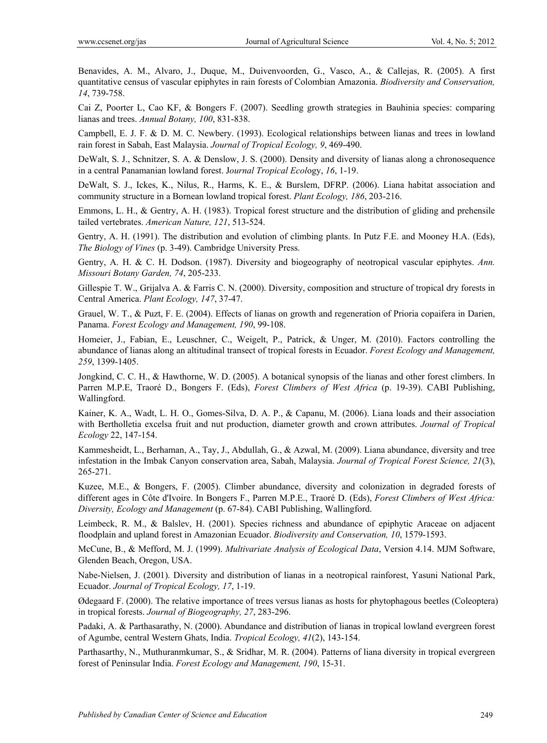Benavides, A. M., Alvaro, J., Duque, M., Duivenvoorden, G., Vasco, A., & Callejas, R. (2005). A first quantitative census of vascular epiphytes in rain forests of Colombian Amazonia. *Biodiversity and Conservation, 14*, 739-758.

Cai Z, Poorter L, Cao KF, & Bongers F. (2007). Seedling growth strategies in Bauhinia species: comparing lianas and trees. *Annual Botany, 100*, 831-838.

Campbell, E. J. F. & D. M. C. Newbery. (1993). Ecological relationships between lianas and trees in lowland rain forest in Sabah, East Malaysia. *Journal of Tropical Ecology, 9*, 469-490.

DeWalt, S. J., Schnitzer, S. A. & Denslow, J. S. (2000). Density and diversity of lianas along a chronosequence in a central Panamanian lowland forest. J*ournal Tropical Ecol*ogy, *16*, 1-19.

DeWalt, S. J., Ickes, K., Nilus, R., Harms, K. E., & Burslem, DFRP. (2006). Liana habitat association and community structure in a Bornean lowland tropical forest. *Plant Ecology, 186*, 203-216.

Emmons, L. H., & Gentry, A. H. (1983). Tropical forest structure and the distribution of gliding and prehensile tailed vertebrates. *American Nature, 121*, 513-524.

Gentry, A. H. (1991). The distribution and evolution of climbing plants. In Putz F.E. and Mooney H.A. (Eds), *The Biology of Vines* (p. 3-49). Cambridge University Press.

Gentry, A. H. & C. H. Dodson. (1987). Diversity and biogeography of neotropical vascular epiphytes. *Ann. Missouri Botany Garden, 74*, 205-233.

Gillespie T. W., Grijalva A. & Farris C. N. (2000). Diversity, composition and structure of tropical dry forests in Central America. *Plant Ecology, 147*, 37-47.

Grauel, W. T., & Puzt, F. E. (2004). Effects of lianas on growth and regeneration of Prioria copaifera in Darien, Panama. *Forest Ecology and Management, 190*, 99-108.

Homeier, J., Fabian, E., Leuschner, C., Weigelt, P., Patrick, & Unger, M. (2010). Factors controlling the abundance of lianas along an altitudinal transect of tropical forests in Ecuador. *Forest Ecology and Management, 259*, 1399-1405.

Jongkind, C. C. H., & Hawthorne, W. D. (2005). A botanical synopsis of the lianas and other forest climbers. In Parren M.P.E, Traoré D., Bongers F. (Eds), *Forest Climbers of West Africa* (p. 19-39). CABI Publishing, Wallingford.

Kainer, K. A., Wadt, L. H. O., Gomes-Silva, D. A. P., & Capanu, M. (2006). Liana loads and their association with Bertholletia excelsa fruit and nut production, diameter growth and crown attributes. *Journal of Tropical Ecology* 22, 147-154.

Kammesheidt, L., Berhaman, A., Tay, J., Abdullah, G., & Azwal, M. (2009). Liana abundance, diversity and tree infestation in the Imbak Canyon conservation area, Sabah, Malaysia. *Journal of Tropical Forest Science, 21*(3), 265-271.

Kuzee, M.E., & Bongers, F. (2005). Climber abundance, diversity and colonization in degraded forests of different ages in Côte d'Ivoire. In Bongers F., Parren M.P.E., Traoré D. (Eds), *Forest Climbers of West Africa: Diversity, Ecology and Management* (p. 67-84). CABI Publishing, Wallingford.

Leimbeck, R. M., & Balslev, H. (2001). Species richness and abundance of epiphytic Araceae on adjacent floodplain and upland forest in Amazonian Ecuador. *Biodiversity and Conservation, 10*, 1579-1593.

McCune, B., & Mefford, M. J. (1999). *Multivariate Analysis of Ecological Data*, Version 4.14. MJM Software, Glenden Beach, Oregon, USA.

Nabe-Nielsen, J. (2001). Diversity and distribution of lianas in a neotropical rainforest, Yasuni National Park, Ecuador. *Journal of Tropical Ecology, 17*, 1-19.

Ødegaard F. (2000). The relative importance of trees versus lianas as hosts for phytophagous beetles (Coleoptera) in tropical forests. *Journal of Biogeography, 27*, 283-296.

Padaki, A. & Parthasarathy, N. (2000). Abundance and distribution of lianas in tropical lowland evergreen forest of Agumbe, central Western Ghats, India. *Tropical Ecology, 41*(2), 143-154.

Parthasarthy, N., Muthuranmkumar, S., & Sridhar, M. R. (2004). Patterns of liana diversity in tropical evergreen forest of Peninsular India. *Forest Ecology and Management, 190*, 15-31.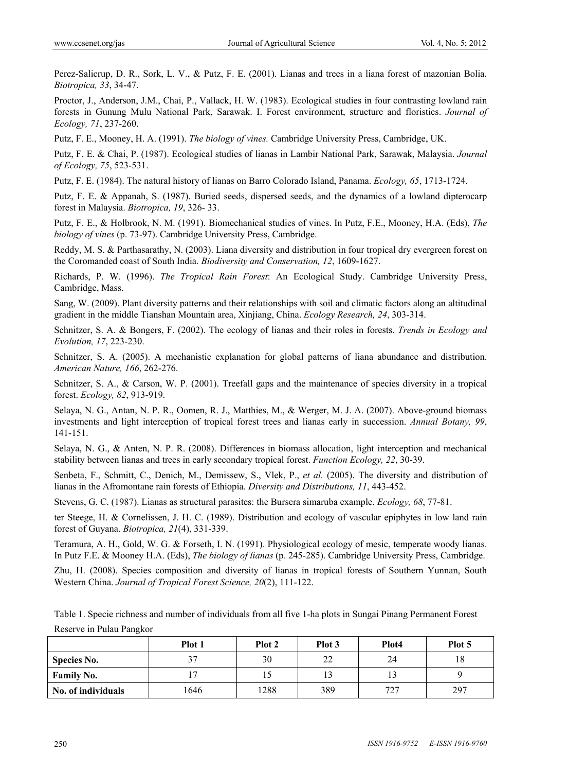Perez-Salicrup, D. R., Sork, L. V., & Putz, F. E. (2001). Lianas and trees in a liana forest of mazonian Bolia. *Biotropica, 33*, 34-47.

Proctor, J., Anderson, J.M., Chai, P., Vallack, H. W. (1983). Ecological studies in four contrasting lowland rain forests in Gunung Mulu National Park, Sarawak. I. Forest environment, structure and floristics. *Journal of Ecology, 71*, 237-260.

Putz, F. E., Mooney, H. A. (1991). *The biology of vines.* Cambridge University Press, Cambridge, UK.

Putz, F. E. & Chai, P. (1987). Ecological studies of lianas in Lambir National Park, Sarawak, Malaysia. *Journal of Ecology, 75*, 523-531.

Putz, F. E. (1984). The natural history of lianas on Barro Colorado Island, Panama. *Ecology, 65*, 1713-1724.

Putz, F. E. & Appanah, S. (1987). Buried seeds, dispersed seeds, and the dynamics of a lowland dipterocarp forest in Malaysia. *Biotropica, 19*, 326- 33.

Putz, F. E., & Holbrook, N. M. (1991). Biomechanical studies of vines. In Putz, F.E., Mooney, H.A. (Eds), *The biology of vines* (p. 73-97). Cambridge University Press, Cambridge.

Reddy, M. S. & Parthasarathy, N. (2003). Liana diversity and distribution in four tropical dry evergreen forest on the Coromanded coast of South India. *Biodiversity and Conservation, 12*, 1609-1627.

Richards, P. W. (1996). *The Tropical Rain Forest*: An Ecological Study. Cambridge University Press, Cambridge, Mass.

Sang, W. (2009). Plant diversity patterns and their relationships with soil and climatic factors along an altitudinal gradient in the middle Tianshan Mountain area, Xinjiang, China. *Ecology Research, 24*, 303-314.

Schnitzer, S. A. & Bongers, F. (2002). The ecology of lianas and their roles in forests. *Trends in Ecology and Evolution, 17*, 223-230.

Schnitzer, S. A. (2005). A mechanistic explanation for global patterns of liana abundance and distribution. *American Nature, 166*, 262-276.

Schnitzer, S. A., & Carson, W. P. (2001). Treefall gaps and the maintenance of species diversity in a tropical forest. *Ecology, 82*, 913-919.

Selaya, N. G., Antan, N. P. R., Oomen, R. J., Matthies, M., & Werger, M. J. A. (2007). Above-ground biomass investments and light interception of tropical forest trees and lianas early in succession. *Annual Botany, 99*, 141-151.

Selaya, N. G., & Anten, N. P. R. (2008). Differences in biomass allocation, light interception and mechanical stability between lianas and trees in early secondary tropical forest. *Function Ecology, 22*, 30-39.

Senbeta, F., Schmitt, C., Denich, M., Demissew, S., Vlek, P., *et al.* (2005). The diversity and distribution of lianas in the Afromontane rain forests of Ethiopia. *Diversity and Distributions, 11*, 443-452.

Stevens, G. C. (1987). Lianas as structural parasites: the Bursera simaruba example. *Ecology, 68*, 77-81.

ter Steege, H. & Cornelissen, J. H. C. (1989). Distribution and ecology of vascular epiphytes in low land rain forest of Guyana. *Biotropica, 21*(4), 331-339.

Teramura, A. H., Gold, W. G. & Forseth, I. N. (1991). Physiological ecology of mesic, temperate woody lianas. In Putz F.E. & Mooney H.A. (Eds), *The biology of lianas* (p. 245-285). Cambridge University Press, Cambridge.

Zhu, H. (2008). Species composition and diversity of lianas in tropical forests of Southern Yunnan, South Western China. *Journal of Tropical Forest Science, 20*(2), 111-122.

Table 1. Specie richness and number of individuals from all five 1-ha plots in Sungai Pinang Permanent Forest Reserve in Pulau Pangkor

| | **Plot 1** | **Plot 2** | **Plot 3** | **Plot4** | **Plot 5** |
|---|---|---|---|---|---|
| **Species No.** | 37 | 30 | 22 | 24 | 18 |
| **Family No.** | 17 | 15 | 13 | 13 | 9 |
| **No. of individuals** | 1646 | 1288 | 389 | 727 | 297 |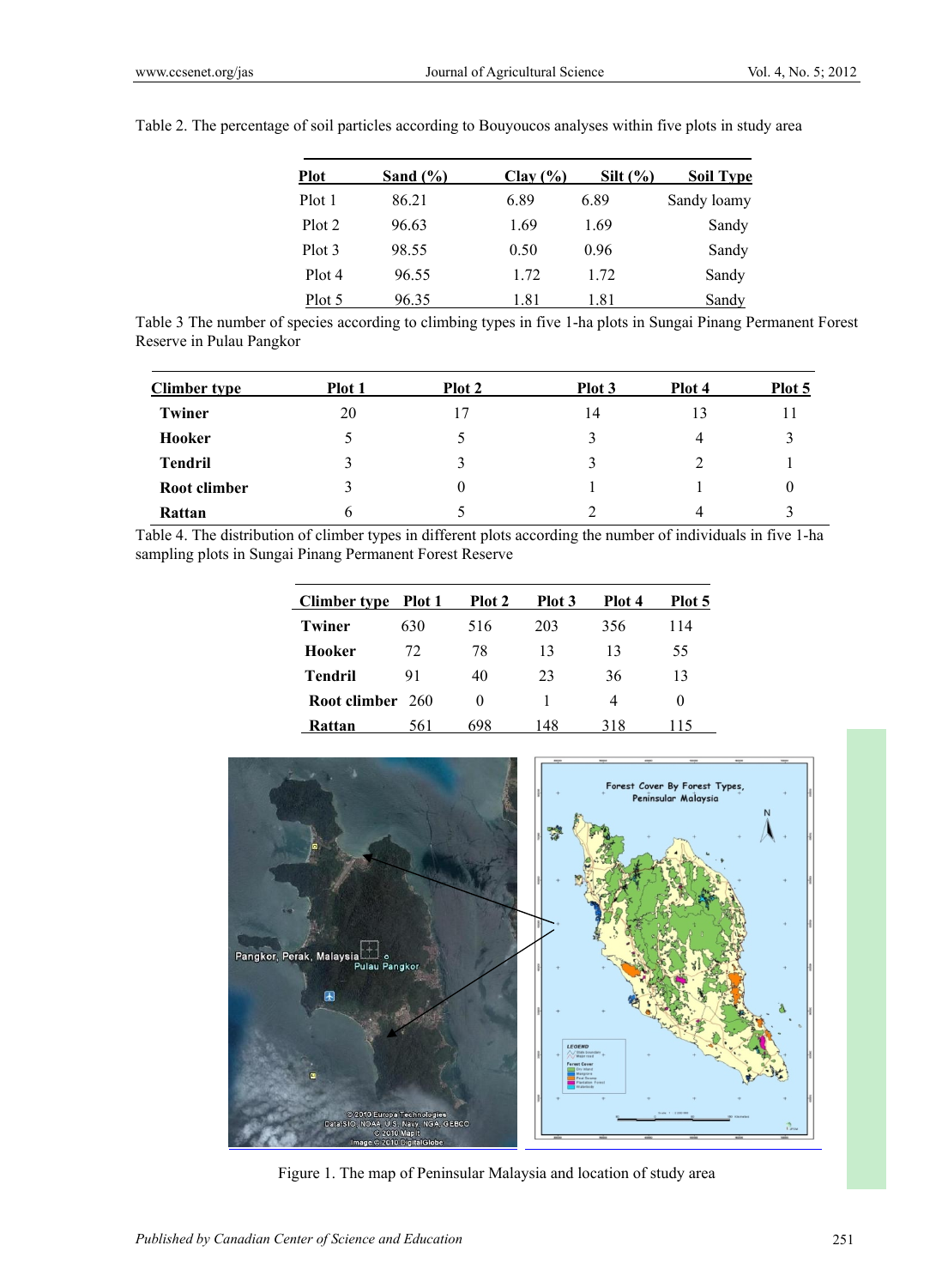Table 2. The percentage of soil particles according to Bouyoucos analyses within five plots in study area

| Plot | Sand (%) | Clay (%) | Silt (%) | Soil Type |
|---|---|---|---|---|
| Plot 1 | 86.21 | 6.89 | 6.89 | Sandy loamy |
| Plot 2 | 96.63 | 1.69 | 1.69 | Sandy |
| Plot 3 | 98.55 | 0.50 | 0.96 | Sandy |
| Plot 4 | 96.55 | 1.72 | 1.72 | Sandy |
| Plot 5 | 96.35 | 1.81 | 1.81 | Sandy |

Table 3 The number of species according to climbing types in five 1-ha plots in Sungai Pinang Permanent Forest Reserve in Pulau Pangkor

| Climber type | Plot 1 | Plot 2 | Plot 3 | Plot 4 | Plot 5 |
|---|---|---|---|---|---|
| **Twiner** | 20 | 17 | 14 | 13 | 11 |
| **Hooker** | 5 | 5 | 3 | 4 | 3 |
| **Tendril** | 3 | 3 | 3 | 2 | 1 |
| **Root climber** | 3 | 0 | 1 | 1 | 0 |
| **Rattan** | 6 | 5 | 2 | 4 | 3 |

Table 4. The distribution of climber types in different plots according the number of individuals in five 1-ha sampling plots in Sungai Pinang Permanent Forest Reserve

| Climber type | Plot 1 | Plot 2 | Plot 3 | Plot 4 | Plot 5 |
|---|---|---|---|---|---|
| **Twiner** | 630 | 516 | 203 | 356 | 114 |
| **Hooker** | 72 | 78 | 13 | 13 | 55 |
| **Tendril** | 91 | 40 | 23 | 36 | 13 |
| **Root climber** | 260 | 0 | 1 | 4 | 0 |
| **Rattan** | 561 | 698 | 148 | 318 | 115 |

Figure 1. The map of Peninsular Malaysia and location of study area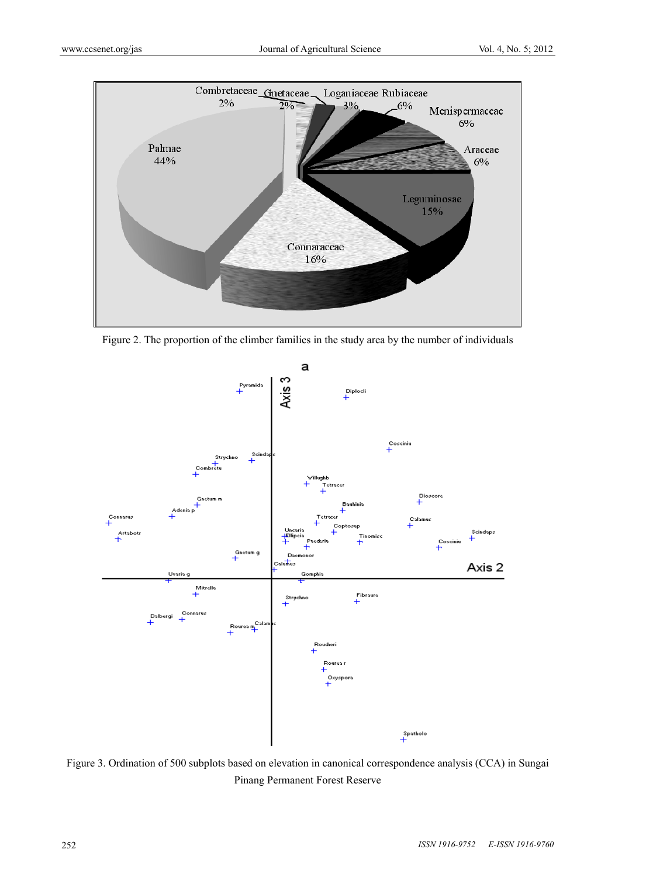Figure 2. The proportion of the climber families in the study area by the number of individuals

Figure 3. Ordination of 500 subplots based on elevation in canonical correspondence analysis (CCA) in Sungai Pinang Permanent Forest Reserve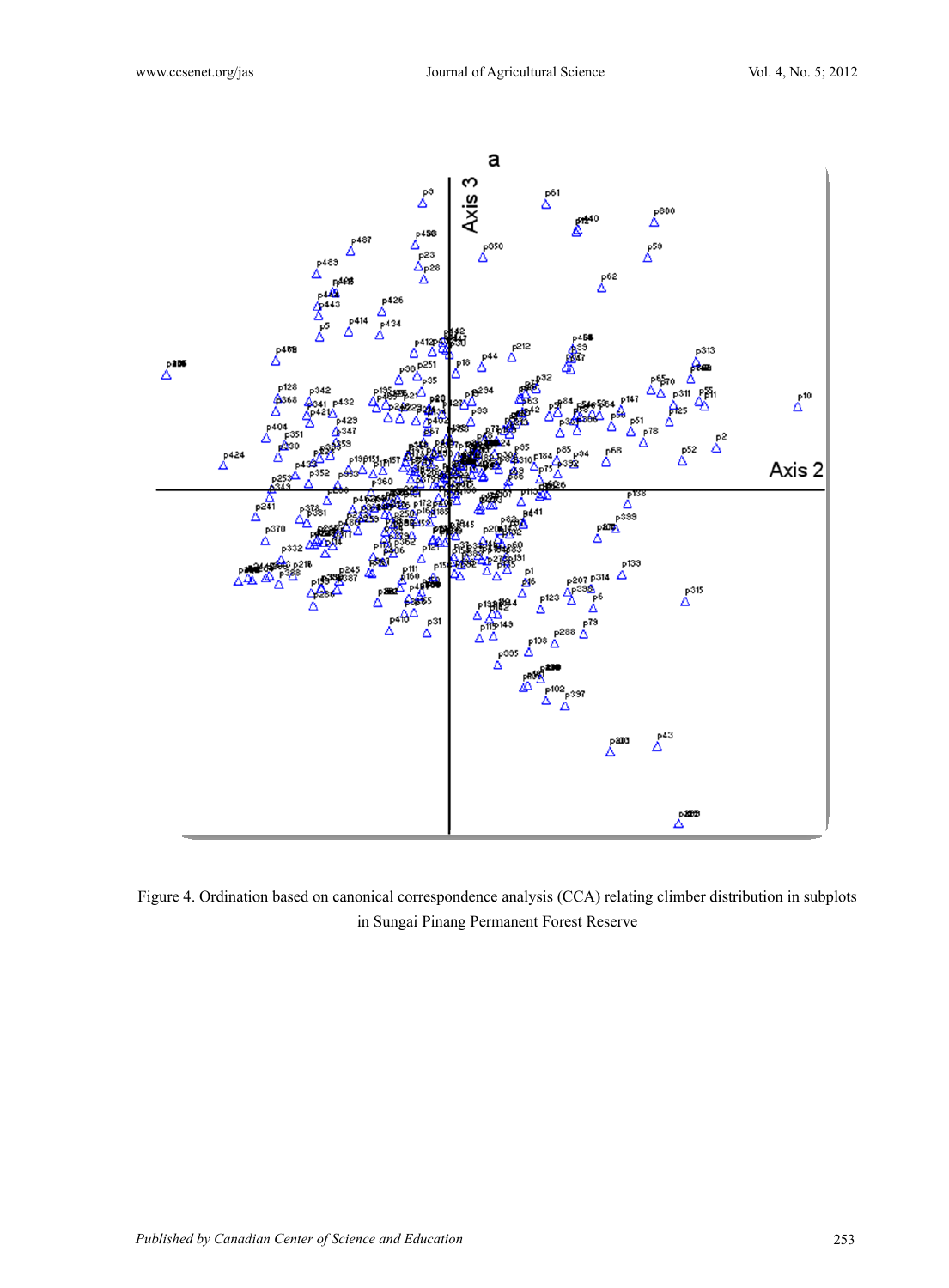Figure 4. Ordination based on canonical correspondence analysis (CCA) relating climber distribution in subplots in Sungai Pinang Permanent Forest Reserve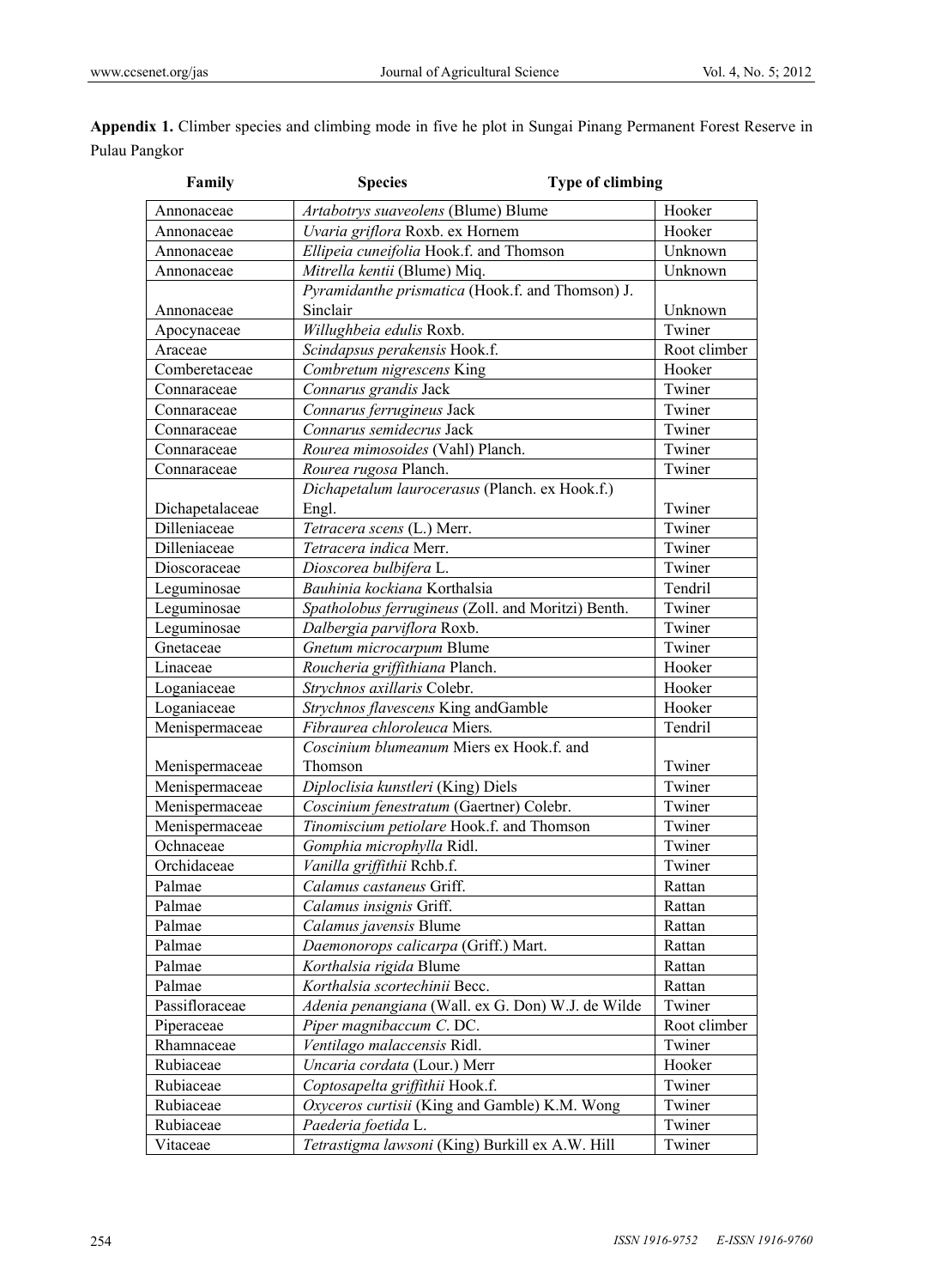**Appendix 1.** Climber species and climbing mode in five he plot in Sungai Pinang Permanent Forest Reserve in Pulau Pangkor

| Family | Species | Type of climbing |
|---|---|---|
| Annonaceae | *Artabotrys suaveolens* (Blume) Blume | Hooker |
| Annonaceae | *Uvaria griflora* Roxb. ex Hornem | Hooker |
| Annonaceae | *Ellipeia cuneifolia* Hook.f. and Thomson | Unknown |
| Annonaceae | *Mitrella kentii* (Blume) Miq. | Unknown |
| Annonaceae | *Pyramidanthe prismatica* (Hook.f. and Thomson) J. Sinclair | Unknown |
| Apocynaceae | *Willughbeia edulis* Roxb. | Twiner |
| Araceae | *Scindapsus perakensis* Hook.f. | Root climber |
| Comberetaceae | *Combretum nigrescens* King | Hooker |
| Connaraceae | *Connarus grandis* Jack | Twiner |
| Connaraceae | *Connarus ferrugineus* Jack | Twiner |
| Connaraceae | *Connarus semidecrus* Jack | Twiner |
| Connaraceae | *Rourea mimosoides* (Vahl) Planch. | Twiner |
| Connaraceae | *Rourea rugosa* Planch. | Twiner |
| Dichapetalaceae | *Dichapetalum laurocerasus* (Planch. ex Hook.f.) Engl. | Twiner |
| Dilleniaceae | *Tetracera scens* (L.) Merr. | Twiner |
| Dilleniaceae | *Tetracera indica* Merr. | Twiner |
| Dioscoraceae | *Dioscorea bulbifera* L. | Twiner |
| Leguminosae | *Bauhinia kockiana* Korthalsia | Tendril |
| Leguminosae | *Spatholobus ferrugineus* (Zoll. and Moritzi) Benth. | Twiner |
| Leguminosae | *Dalbergia parviflora* Roxb. | Twiner |
| Gnetaceae | *Gnetum microcarpum* Blume | Twiner |
| Linaceae | *Roucheria griffithiana* Planch. | Hooker |
| Loganiaceae | *Strychnos axillaris* Colebr. | Hooker |
| Loganiaceae | *Strychnos flavescens* King andGamble | Hooker |
| Menispermaceae | *Fibraurea chloroleuca* Miers. | Tendril |
| Menispermaceae | *Coscinium blumeanum* Miers ex Hook.f. and Thomson | Twiner |
| Menispermaceae | *Diploclisia kunstleri* (King) Diels | Twiner |
| Menispermaceae | *Coscinium fenestratum* (Gaertner) Colebr. | Twiner |
| Menispermaceae | *Tinomiscium petiolare* Hook.f. and Thomson | Twiner |
| Ochnaceae | *Gomphia microphylla* Ridl. | Twiner |
| Orchidaceae | *Vanilla griffithii* Rchb.f. | Twiner |
| Palmae | *Calamus castaneus* Griff. | Rattan |
| Palmae | *Calamus insignis* Griff. | Rattan |
| Palmae | *Calamus javensis* Blume | Rattan |
| Palmae | *Daemonorops calicarpa* (Griff.) Mart. | Rattan |
| Palmae | *Korthalsia rigida* Blume | Rattan |
| Palmae | *Korthalsia scortechinii* Becc. | Rattan |
| Passifloraceae | *Adenia penangiana* (Wall. ex G. Don) W.J. de Wilde | Twiner |
| Piperaceae | *Piper magnibaccum C*. DC. | Root climber |
| Rhamnaceae | *Ventilago malaccensis* Ridl. | Twiner |
| Rubiaceae | *Uncaria cordata* (Lour.) Merr | Hooker |
| Rubiaceae | *Coptosapelta griffithii* Hook.f. | Twiner |
| Rubiaceae | *Oxyceros curtisii* (King and Gamble) K.M. Wong | Twiner |
| Rubiaceae | *Paederia foetida* L. | Twiner |
| Vitaceae | *Tetrastigma lawsoni* (King) Burkill ex A.W. Hill | Twiner |